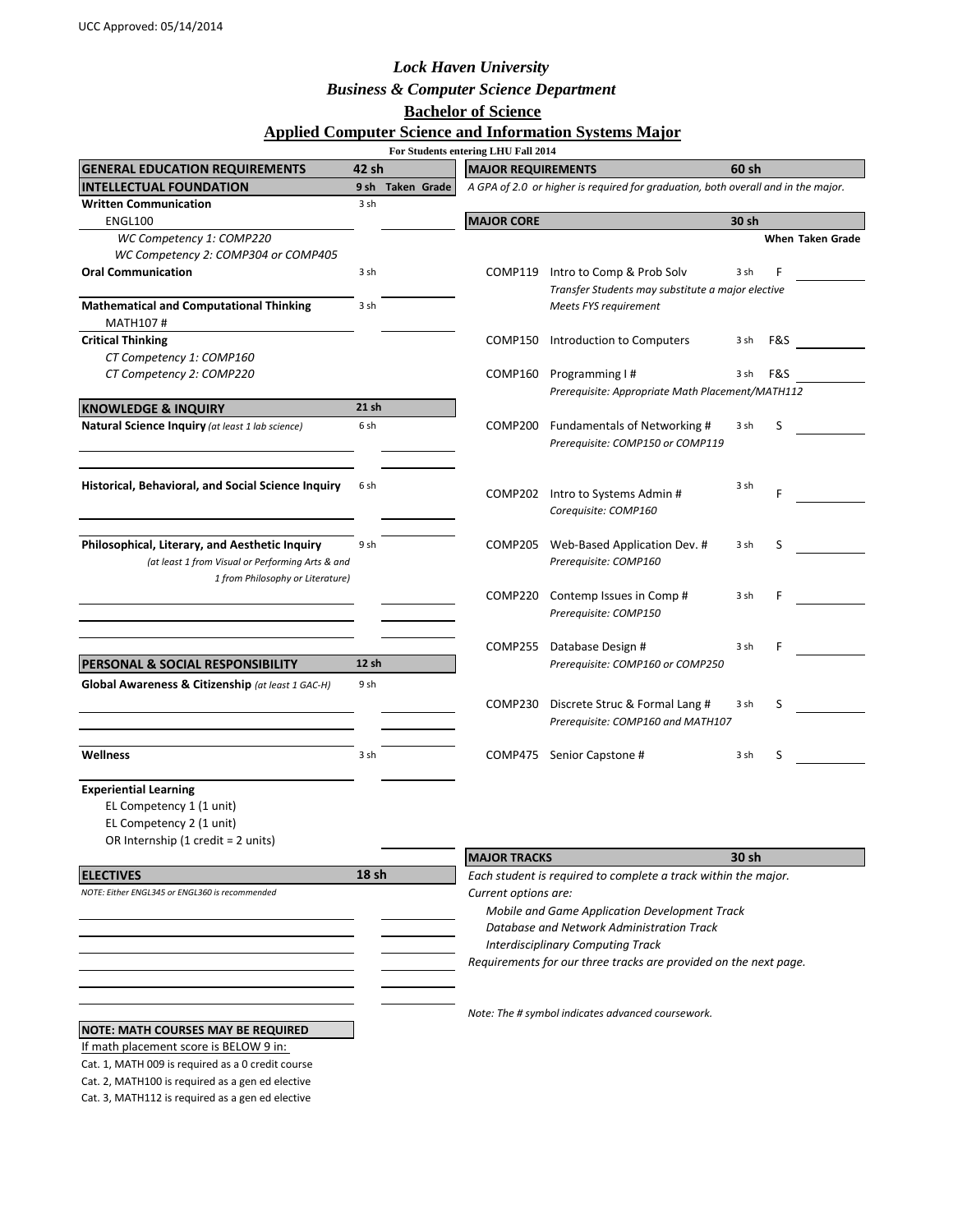UCC Approved: 05/14/2014

# Lock Haven University

## Business & Computer Science Department

## Bachelor of Science

## Applied Computer Science and Information Systems Major

**For Students entering LHU Fall 2014**

| GENERAL EDUCATION REQUIREMENTS | 42 sh | |
|---|---|---|
| **INTELLECTUAL FOUNDATION** | **9 sh** | **Taken Grade** |
| **Written Communication** | 3 sh | |
| ENGL100 | | |
| *WC Competency 1: COMP220* | | |
| *WC Competency 2: COMP304 or COMP405* | | |
| **Oral Communication** | 3 sh | |
| **Mathematical and Computational Thinking** | 3 sh | |
| MATH107 # | | |
| **Critical Thinking** | | |
| *CT Competency 1: COMP160* | | |
| *CT Competency 2: COMP220* | | |
| **KNOWLEDGE & INQUIRY** | **21 sh** | |
| **Natural Science Inquiry** *(at least 1 lab science)* | 6 sh | |
| **Historical, Behavioral, and Social Science Inquiry** | 6 sh | |
| **Philosophical, Literary, and Aesthetic Inquiry** *(at least 1 from Visual or Performing Arts & and 1 from Philosophy or Literature)* | 9 sh | |
| **PERSONAL & SOCIAL RESPONSIBILITY** | **12 sh** | |
| **Global Awareness & Citizenship** *(at least 1 GAC-H)* | 9 sh | |
| **Wellness** | 3 sh | |
| **Experiential Learning** | | |
| EL Competency 1 (1 unit) | | |
| EL Competency 2 (1 unit) | | |
| OR Internship (1 credit = 2 units) | | |
| **ELECTIVES** | **18 sh** | |
| *NOTE: Either ENGL345 or ENGL360 is recommended* | | |

**NOTE: MATH COURSES MAY BE REQUIRED**

If math placement score is BELOW 9 in:

Cat. 1, MATH 009 is required as a 0 credit course
Cat. 2, MATH100 is required as a gen ed elective
Cat. 3, MATH112 is required as a gen ed elective

| MAJOR REQUIREMENTS | | 60 sh | | |
|---|---|---|---|---|
| *A GPA of 2.0 or higher is required for graduation, both overall and in the major.* | | | | |
| **MAJOR CORE** | | **30 sh** | | |
| | | | **When** | **Taken Grade** |
| COMP119 | Intro to Comp & Prob Solv<br>*Transfer Students may substitute a major elective*<br>*Meets FYS requirement* | 3 sh | F | |
| COMP150 | Introduction to Computers | 3 sh | F&S | |
| COMP160 | Programming I #<br>*Prerequisite: Appropriate Math Placement/MATH112* | 3 sh | F&S | |
| COMP200 | Fundamentals of Networking #<br>*Prerequisite: COMP150 or COMP119* | 3 sh | S | |
| COMP202 | Intro to Systems Admin #<br>*Corequisite: COMP160* | 3 sh | F | |
| COMP205 | Web-Based Application Dev. #<br>*Prerequisite: COMP160* | 3 sh | S | |
| COMP220 | Contemp Issues in Comp #<br>*Prerequisite: COMP150* | 3 sh | F | |
| COMP255 | Database Design #<br>*Prerequisite: COMP160 or COMP250* | 3 sh | F | |
| COMP230 | Discrete Struc & Formal Lang #<br>*Prerequisite: COMP160 and MATH107* | 3 sh | S | |
| COMP475 | Senior Capstone # | 3 sh | S | |

| MAJOR TRACKS | 30 sh |
|---|---|

*Each student is required to complete a track within the major.*

*Current options are:*

- *Mobile and Game Application Development Track*
- *Database and Network Administration Track*
- *Interdisciplinary Computing Track*

*Requirements for our three tracks are provided on the next page.*

*Note: The # symbol indicates advanced coursework.*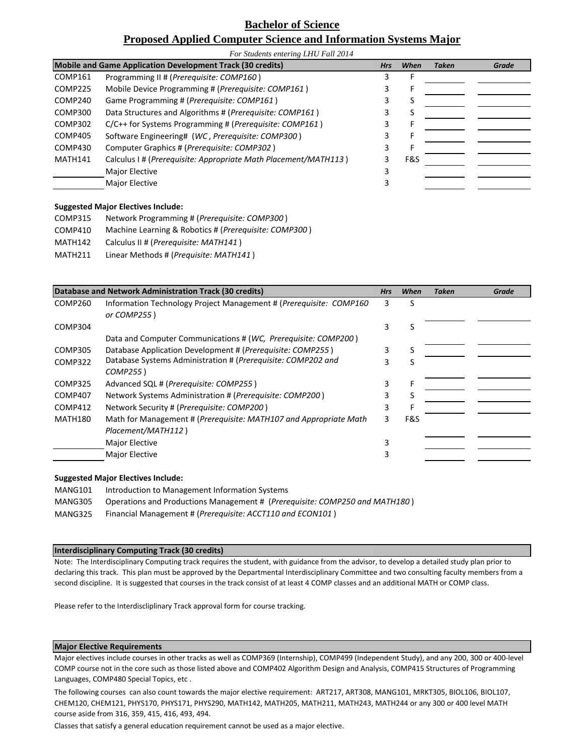# Bachelor of Science

## Proposed Applied Computer Science and Information Systems Major

*For Students entering LHU Fall 2014*

| Mobile and Game Application Development Track (30 credits) | | Hrs | When | Taken | Grade |
|---|---|---|---|---|---|
| COMP161 | Programming II # (*Prerequisite: COMP160*) | 3 | F | | |
| COMP225 | Mobile Device Programming # (*Prerequisite: COMP161*) | 3 | F | | |
| COMP240 | Game Programming # (*Prerequisite: COMP161*) | 3 | S | | |
| COMP300 | Data Structures and Algorithms # (*Prerequisite: COMP161*) | 3 | S | | |
| COMP302 | C/C++ for Systems Programming # (*Prerequisite: COMP161*) | 3 | F | | |
| COMP405 | Software Engineering# (*WC*, *Prerequisite: COMP300*) | 3 | F | | |
| COMP430 | Computer Graphics # (*Prerequisite: COMP302*) | 3 | F | | |
| MATH141 | Calculus I # (*Prerequisite: Appropriate Math Placement/MATH113*) | 3 | F&S | | |
| | Major Elective | 3 | | | |
| | Major Elective | 3 | | | |

**Suggested Major Electives Include:**

- COMP315 Network Programming # (*Prerequisite: COMP300*)
- COMP410 Machine Learning & Robotics # (*Prerequisite: COMP300*)
- MATH142 Calculus II # (*Prerequisite: MATH141*)
- MATH211 Linear Methods # (*Prequisite: MATH141*)

| Database and Network Administration Track (30 credits) | | Hrs | When | Taken | Grade |
|---|---|---|---|---|---|
| COMP260 | Information Technology Project Management # (*Prerequisite: COMP160 or COMP255*) | 3 | S | | |
| COMP304 | Data and Computer Communications # (*WC, Prerequisite: COMP200*) | 3 | S | | |
| COMP305 | Database Application Development # (*Prerequisite: COMP255*) | 3 | S | | |
| COMP322 | Database Systems Administration # (*Prerequisite: COMP202 and COMP255*) | 3 | S | | |
| COMP325 | Advanced SQL # (*Prerequisite: COMP255*) | 3 | F | | |
| COMP407 | Network Systems Administration # (*Prerequisite: COMP200*) | 3 | S | | |
| COMP412 | Network Security # (*Prerequisite: COMP200*) | 3 | F | | |
| MATH180 | Math for Management # (*Prerequisite: MATH107 and Appropriate Math Placement/MATH112*) | 3 | F&S | | |
| | Major Elective | 3 | | | |
| | Major Elective | 3 | | | |

**Suggested Major Electives Include:**

- MANG101 Introduction to Management Information Systems
- MANG305 Operations and Productions Management # (*Prerequisite: COMP250 and MATH180*)
- MANG325 Financial Management # (*Prerequisite: ACCT110 and ECON101*)

### Interdisciplinary Computing Track (30 credits)

Note: The Interdisciplinary Computing track requires the student, with guidance from the advisor, to develop a detailed study plan prior to declaring this track. This plan must be approved by the Departmental Interdisciplinary Committee and two consulting faculty members from a second discipline. It is suggested that courses in the track consist of at least 4 COMP classes and an additional MATH or COMP class.

Please refer to the Interdiscliplinary Track approval form for course tracking.

### Major Elective Requirements

Major electives include courses in other tracks as well as COMP369 (Internship), COMP499 (Independent Study), and any 200, 300 or 400-level COMP course not in the core such as those listed above and COMP402 Algorithm Design and Analysis, COMP415 Structures of Programming Languages, COMP480 Special Topics, etc .

The following courses can also count towards the major elective requirement: ART217, ART308, MANG101, MRKT305, BIOL106, BIOL107, CHEM120, CHEM121, PHYS170, PHYS171, PHYS290, MATH142, MATH205, MATH211, MATH243, MATH244 or any 300 or 400 level MATH course aside from 316, 359, 415, 416, 493, 494.

Classes that satisfy a general education requirement cannot be used as a major elective.